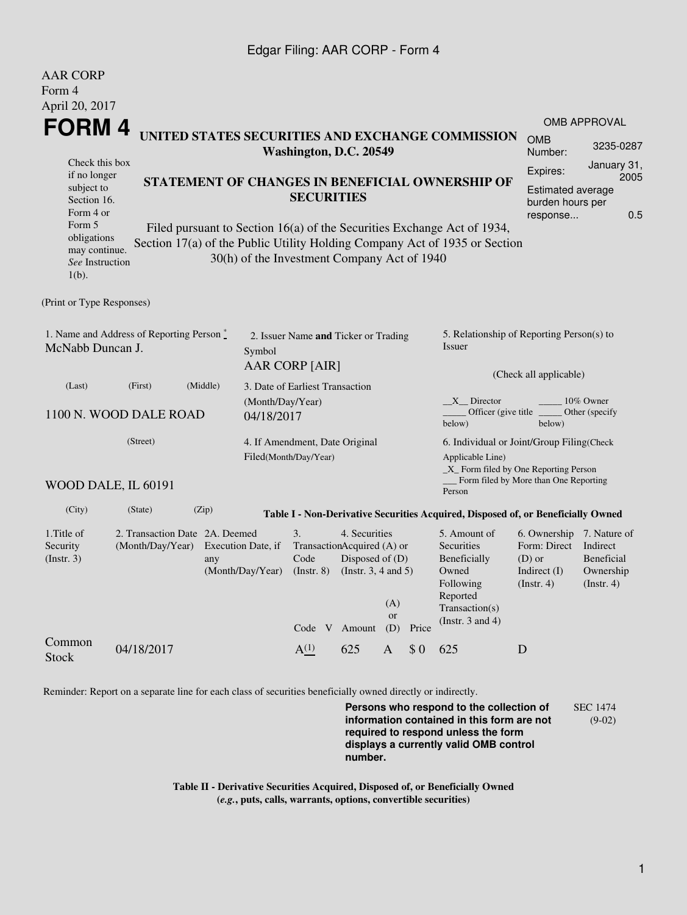AAR CORP
Form 4
April 20, 2017

# FORM 4

**UNITED STATES SECURITIES AND EXCHANGE COMMISSION**
**Washington, D.C. 20549**

**STATEMENT OF CHANGES IN BENEFICIAL OWNERSHIP OF SECURITIES**

Filed pursuant to Section 16(a) of the Securities Exchange Act of 1934, Section 17(a) of the Public Utility Holding Company Act of 1935 or Section 30(h) of the Investment Company Act of 1940

Check this box if no longer subject to Section 16. Form 4 or Form 5 obligations may continue. *See* Instruction 1(b).

| OMB APPROVAL | |
|---|---|
| OMB Number: | 3235-0287 |
| Expires: | January 31, 2005 |
| Estimated average burden hours per response... | 0.5 |

(Print or Type Responses)

1. Name and Address of Reporting Person *
McNabb Duncan J.

(Last) (First) (Middle)

1100 N. WOOD DALE ROAD

(Street)

WOOD DALE, IL 60191

(City) (State) (Zip)

2. Issuer Name **and** Ticker or Trading Symbol
AAR CORP [AIR]

3. Date of Earliest Transaction (Month/Day/Year)
04/18/2017

4. If Amendment, Date Original Filed(Month/Day/Year)

5. Relationship of Reporting Person(s) to Issuer

(Check all applicable)

\_\_X\_\_ Director
\_\_\_\_\_ 10% Owner
\_\_\_\_\_ Officer (give title below)
\_\_\_\_\_ Other (specify below)

6. Individual or Joint/Group Filing(Check Applicable Line)
\_X\_ Form filed by One Reporting Person
\_\_\_ Form filed by More than One Reporting Person

**Table I - Non-Derivative Securities Acquired, Disposed of, or Beneficially Owned**

| 1.Title of Security (Instr. 3) | 2. Transaction Date (Month/Day/Year) | 2A. Deemed Execution Date, if any (Month/Day/Year) | 3. Transaction Code (Instr. 8) | | 4. Securities Acquired (A) or Disposed of (D) (Instr. 3, 4 and 5) | | | 5. Amount of Securities Beneficially Owned Following Reported Transaction(s) (Instr. 3 and 4) | 6. Ownership Form: Direct (D) or Indirect (I) (Instr. 4) | 7. Nature of Indirect Beneficial Ownership (Instr. 4) |
|---|---|---|---|---|---|---|---|---|---|---|
| | | | Code | V | Amount | (A) or (D) | Price | | | |
| Common Stock | 04/18/2017 | | A [(1)] | | 625 | A | $ 0 | 625 | D | |

Reminder: Report on a separate line for each class of securities beneficially owned directly or indirectly.

**Persons who respond to the collection of information contained in this form are not required to respond unless the form displays a currently valid OMB control number.**

SEC 1474 (9-02)

**Table II - Derivative Securities Acquired, Disposed of, or Beneficially Owned**
**(*e.g.*, puts, calls, warrants, options, convertible securities)**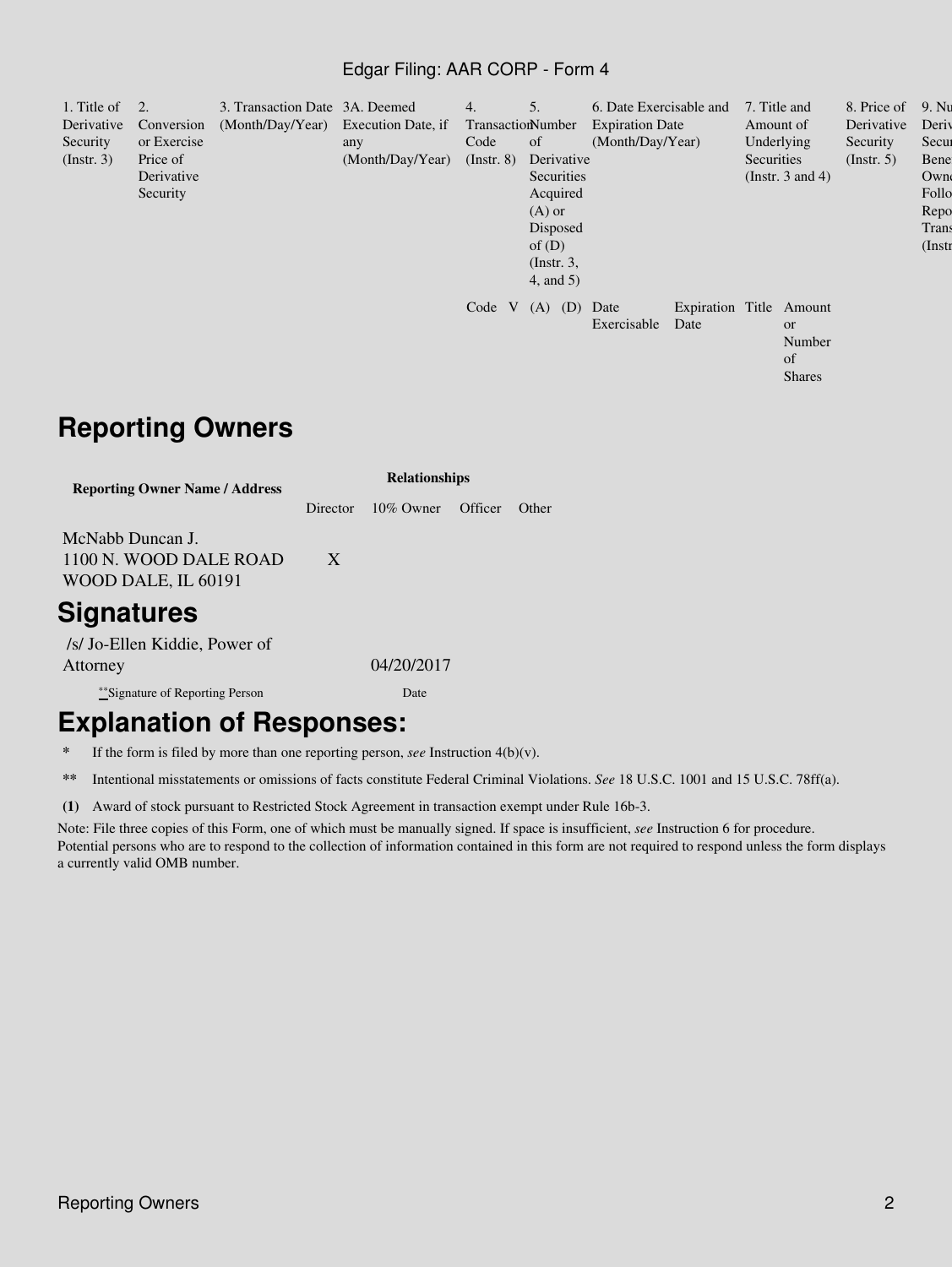| 1. Title of Derivative Security (Instr. 3) | 2. Conversion or Exercise Price of Derivative Security | 3. Transaction Date (Month/Day/Year) | 3A. Deemed Execution Date, if any (Month/Day/Year) | 4. Transaction Code (Instr. 8) | | 5. Number of Derivative Securities Acquired (A) or Disposed of (D) (Instr. 3, 4, and 5) | | 6. Date Exercisable and Expiration Date (Month/Day/Year) | | 7. Title and Amount of Underlying Securities (Instr. 3 and 4) | | 8. Price of Derivative Security (Instr. 5) | 9. Nu Deriv Secur Bene Owne Follo Repo Trans (Instr |
|---|---|---|---|---|---|---|---|---|---|---|---|---|---|
| | | | | Code | V | (A) | (D) | Date Exercisable | Expiration Date | Title | Amount or Number of Shares | | |

## Reporting Owners

| Reporting Owner Name / Address | Relationships | | | |
|---|---|---|---|---|
| | Director | 10% Owner | Officer | Other |
| McNabb Duncan J.<br>1100 N. WOOD DALE ROAD<br>WOOD DALE, IL 60191 | X | | | |

## Signatures

| /s/ Jo-Ellen Kiddie, Power of Attorney | 04/20/2017 |
|---|---|
| **Signature of Reporting Person | Date |

## Explanation of Responses:

\* If the form is filed by more than one reporting person, *see* Instruction 4(b)(v).

\*\* Intentional misstatements or omissions of facts constitute Federal Criminal Violations. *See* 18 U.S.C. 1001 and 15 U.S.C. 78ff(a).

**(1)** Award of stock pursuant to Restricted Stock Agreement in transaction exempt under Rule 16b-3.

Note: File three copies of this Form, one of which must be manually signed. If space is insufficient, *see* Instruction 6 for procedure.
Potential persons who are to respond to the collection of information contained in this form are not required to respond unless the form displays a currently valid OMB number.